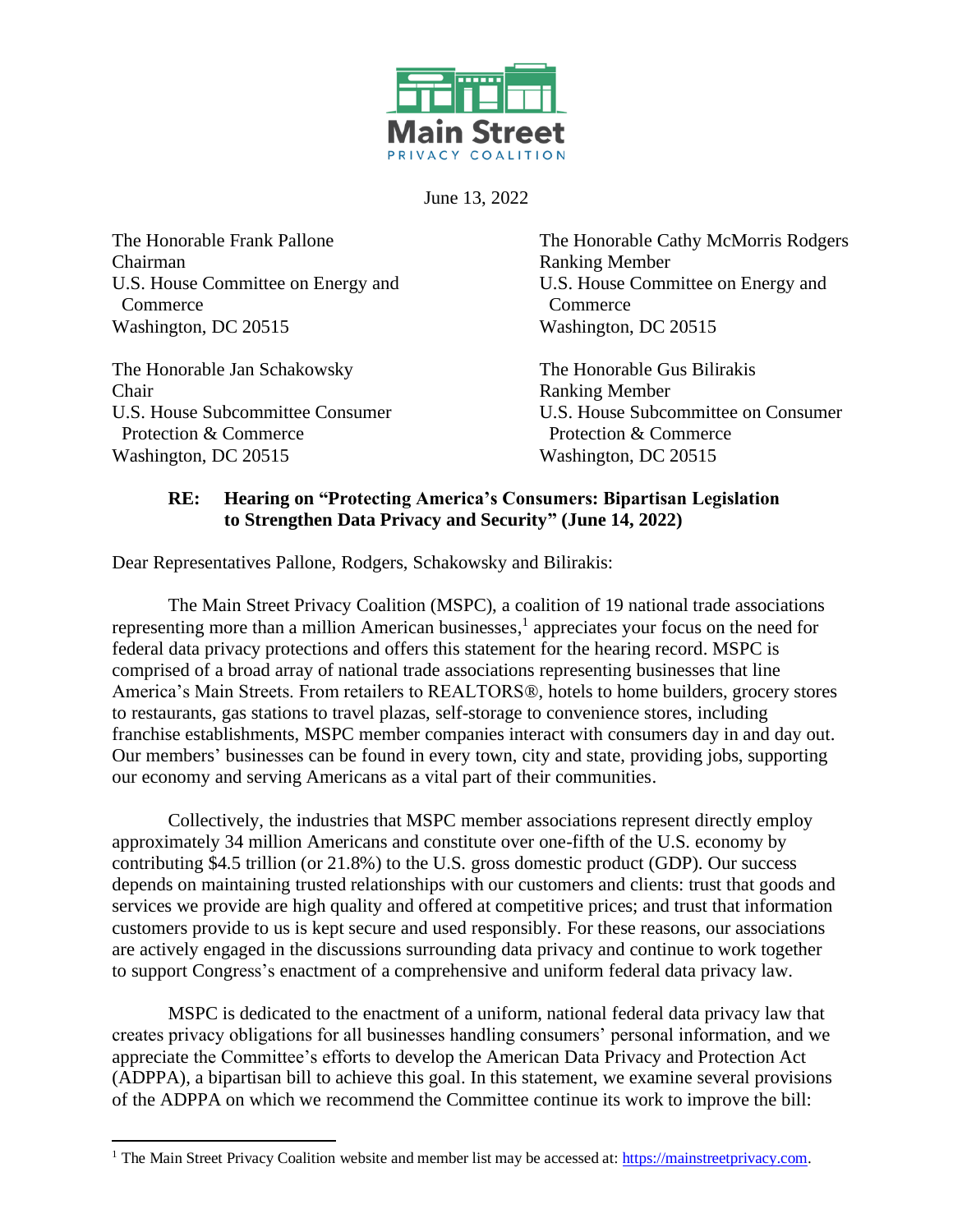Main Street
PRIVACY COALITION

June 13, 2022

The Honorable Frank Pallone
Chairman
U.S. House Committee on Energy and Commerce
Washington, DC 20515

The Honorable Cathy McMorris Rodgers
Ranking Member
U.S. House Committee on Energy and Commerce
Washington, DC 20515

The Honorable Jan Schakowsky
Chair
U.S. House Subcommittee Consumer Protection & Commerce
Washington, DC 20515

The Honorable Gus Bilirakis
Ranking Member
U.S. House Subcommittee on Consumer Protection & Commerce
Washington, DC 20515

**RE: Hearing on "Protecting America's Consumers: Bipartisan Legislation to Strengthen Data Privacy and Security" (June 14, 2022)**

Dear Representatives Pallone, Rodgers, Schakowsky and Bilirakis:

The Main Street Privacy Coalition (MSPC), a coalition of 19 national trade associations representing more than a million American businesses,[1] appreciates your focus on the need for federal data privacy protections and offers this statement for the hearing record. MSPC is comprised of a broad array of national trade associations representing businesses that line America's Main Streets. From retailers to REALTORS®, hotels to home builders, grocery stores to restaurants, gas stations to travel plazas, self-storage to convenience stores, including franchise establishments, MSPC member companies interact with consumers day in and day out. Our members' businesses can be found in every town, city and state, providing jobs, supporting our economy and serving Americans as a vital part of their communities.

Collectively, the industries that MSPC member associations represent directly employ approximately 34 million Americans and constitute over one-fifth of the U.S. economy by contributing $4.5 trillion (or 21.8%) to the U.S. gross domestic product (GDP). Our success depends on maintaining trusted relationships with our customers and clients: trust that goods and services we provide are high quality and offered at competitive prices; and trust that information customers provide to us is kept secure and used responsibly. For these reasons, our associations are actively engaged in the discussions surrounding data privacy and continue to work together to support Congress's enactment of a comprehensive and uniform federal data privacy law.

MSPC is dedicated to the enactment of a uniform, national federal data privacy law that creates privacy obligations for all businesses handling consumers' personal information, and we appreciate the Committee's efforts to develop the American Data Privacy and Protection Act (ADPPA), a bipartisan bill to achieve this goal. In this statement, we examine several provisions of the ADPPA on which we recommend the Committee continue its work to improve the bill:

---

[1] The Main Street Privacy Coalition website and member list may be accessed at: https://mainstreetprivacy.com.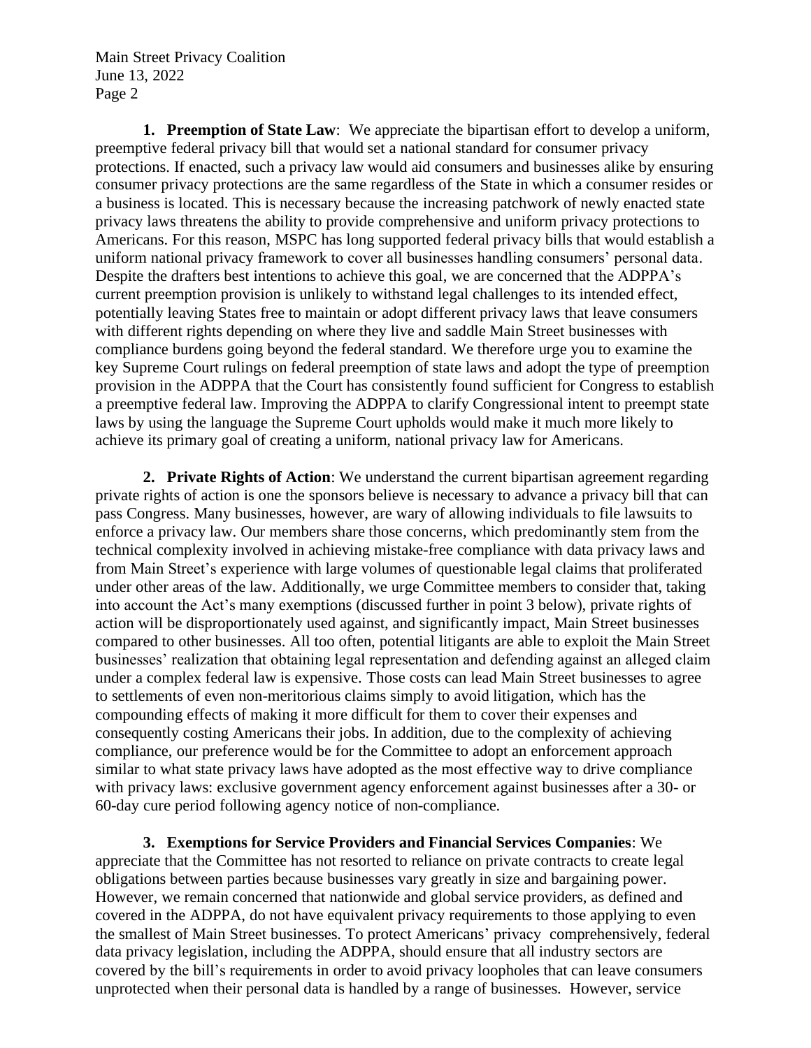**1. Preemption of State Law**: We appreciate the bipartisan effort to develop a uniform, preemptive federal privacy bill that would set a national standard for consumer privacy protections. If enacted, such a privacy law would aid consumers and businesses alike by ensuring consumer privacy protections are the same regardless of the State in which a consumer resides or a business is located. This is necessary because the increasing patchwork of newly enacted state privacy laws threatens the ability to provide comprehensive and uniform privacy protections to Americans. For this reason, MSPC has long supported federal privacy bills that would establish a uniform national privacy framework to cover all businesses handling consumers' personal data. Despite the drafters best intentions to achieve this goal, we are concerned that the ADPPA's current preemption provision is unlikely to withstand legal challenges to its intended effect, potentially leaving States free to maintain or adopt different privacy laws that leave consumers with different rights depending on where they live and saddle Main Street businesses with compliance burdens going beyond the federal standard. We therefore urge you to examine the key Supreme Court rulings on federal preemption of state laws and adopt the type of preemption provision in the ADPPA that the Court has consistently found sufficient for Congress to establish a preemptive federal law. Improving the ADPPA to clarify Congressional intent to preempt state laws by using the language the Supreme Court upholds would make it much more likely to achieve its primary goal of creating a uniform, national privacy law for Americans.

**2. Private Rights of Action**: We understand the current bipartisan agreement regarding private rights of action is one the sponsors believe is necessary to advance a privacy bill that can pass Congress. Many businesses, however, are wary of allowing individuals to file lawsuits to enforce a privacy law. Our members share those concerns, which predominantly stem from the technical complexity involved in achieving mistake-free compliance with data privacy laws and from Main Street's experience with large volumes of questionable legal claims that proliferated under other areas of the law. Additionally, we urge Committee members to consider that, taking into account the Act's many exemptions (discussed further in point 3 below), private rights of action will be disproportionately used against, and significantly impact, Main Street businesses compared to other businesses. All too often, potential litigants are able to exploit the Main Street businesses' realization that obtaining legal representation and defending against an alleged claim under a complex federal law is expensive. Those costs can lead Main Street businesses to agree to settlements of even non-meritorious claims simply to avoid litigation, which has the compounding effects of making it more difficult for them to cover their expenses and consequently costing Americans their jobs. In addition, due to the complexity of achieving compliance, our preference would be for the Committee to adopt an enforcement approach similar to what state privacy laws have adopted as the most effective way to drive compliance with privacy laws: exclusive government agency enforcement against businesses after a 30- or 60-day cure period following agency notice of non-compliance.

**3. Exemptions for Service Providers and Financial Services Companies**: We appreciate that the Committee has not resorted to reliance on private contracts to create legal obligations between parties because businesses vary greatly in size and bargaining power. However, we remain concerned that nationwide and global service providers, as defined and covered in the ADPPA, do not have equivalent privacy requirements to those applying to even the smallest of Main Street businesses. To protect Americans' privacy comprehensively, federal data privacy legislation, including the ADPPA, should ensure that all industry sectors are covered by the bill's requirements in order to avoid privacy loopholes that can leave consumers unprotected when their personal data is handled by a range of businesses. However, service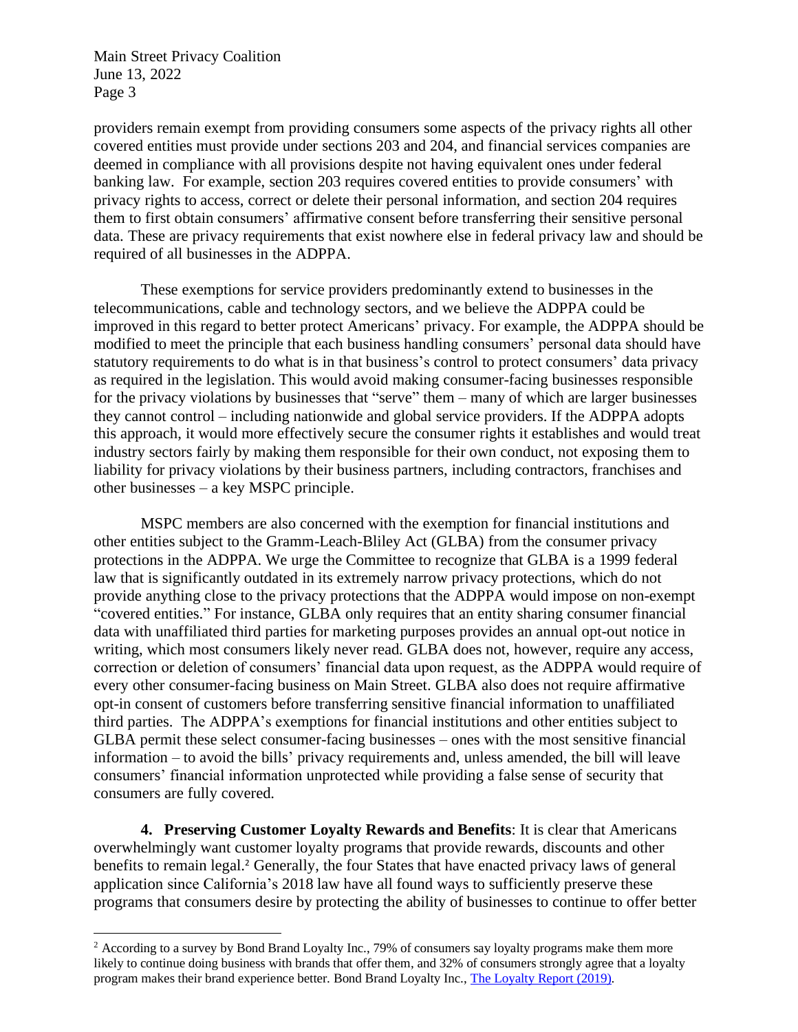providers remain exempt from providing consumers some aspects of the privacy rights all other covered entities must provide under sections 203 and 204, and financial services companies are deemed in compliance with all provisions despite not having equivalent ones under federal banking law. For example, section 203 requires covered entities to provide consumers' with privacy rights to access, correct or delete their personal information, and section 204 requires them to first obtain consumers' affirmative consent before transferring their sensitive personal data. These are privacy requirements that exist nowhere else in federal privacy law and should be required of all businesses in the ADPPA.

These exemptions for service providers predominantly extend to businesses in the telecommunications, cable and technology sectors, and we believe the ADPPA could be improved in this regard to better protect Americans' privacy. For example, the ADPPA should be modified to meet the principle that each business handling consumers' personal data should have statutory requirements to do what is in that business's control to protect consumers' data privacy as required in the legislation. This would avoid making consumer-facing businesses responsible for the privacy violations by businesses that "serve" them – many of which are larger businesses they cannot control – including nationwide and global service providers. If the ADPPA adopts this approach, it would more effectively secure the consumer rights it establishes and would treat industry sectors fairly by making them responsible for their own conduct, not exposing them to liability for privacy violations by their business partners, including contractors, franchises and other businesses – a key MSPC principle.

MSPC members are also concerned with the exemption for financial institutions and other entities subject to the Gramm-Leach-Bliley Act (GLBA) from the consumer privacy protections in the ADPPA. We urge the Committee to recognize that GLBA is a 1999 federal law that is significantly outdated in its extremely narrow privacy protections, which do not provide anything close to the privacy protections that the ADPPA would impose on non-exempt "covered entities." For instance, GLBA only requires that an entity sharing consumer financial data with unaffiliated third parties for marketing purposes provides an annual opt-out notice in writing, which most consumers likely never read. GLBA does not, however, require any access, correction or deletion of consumers' financial data upon request, as the ADPPA would require of every other consumer-facing business on Main Street. GLBA also does not require affirmative opt-in consent of customers before transferring sensitive financial information to unaffiliated third parties. The ADPPA's exemptions for financial institutions and other entities subject to GLBA permit these select consumer-facing businesses – ones with the most sensitive financial information – to avoid the bills' privacy requirements and, unless amended, the bill will leave consumers' financial information unprotected while providing a false sense of security that consumers are fully covered.

**4. Preserving Customer Loyalty Rewards and Benefits**: It is clear that Americans overwhelmingly want customer loyalty programs that provide rewards, discounts and other benefits to remain legal.[2] Generally, the four States that have enacted privacy laws of general application since California's 2018 law have all found ways to sufficiently preserve these programs that consumers desire by protecting the ability of businesses to continue to offer better

---

[2] According to a survey by Bond Brand Loyalty Inc., 79% of consumers say loyalty programs make them more likely to continue doing business with brands that offer them, and 32% of consumers strongly agree that a loyalty program makes their brand experience better. Bond Brand Loyalty Inc., The Loyalty Report (2019).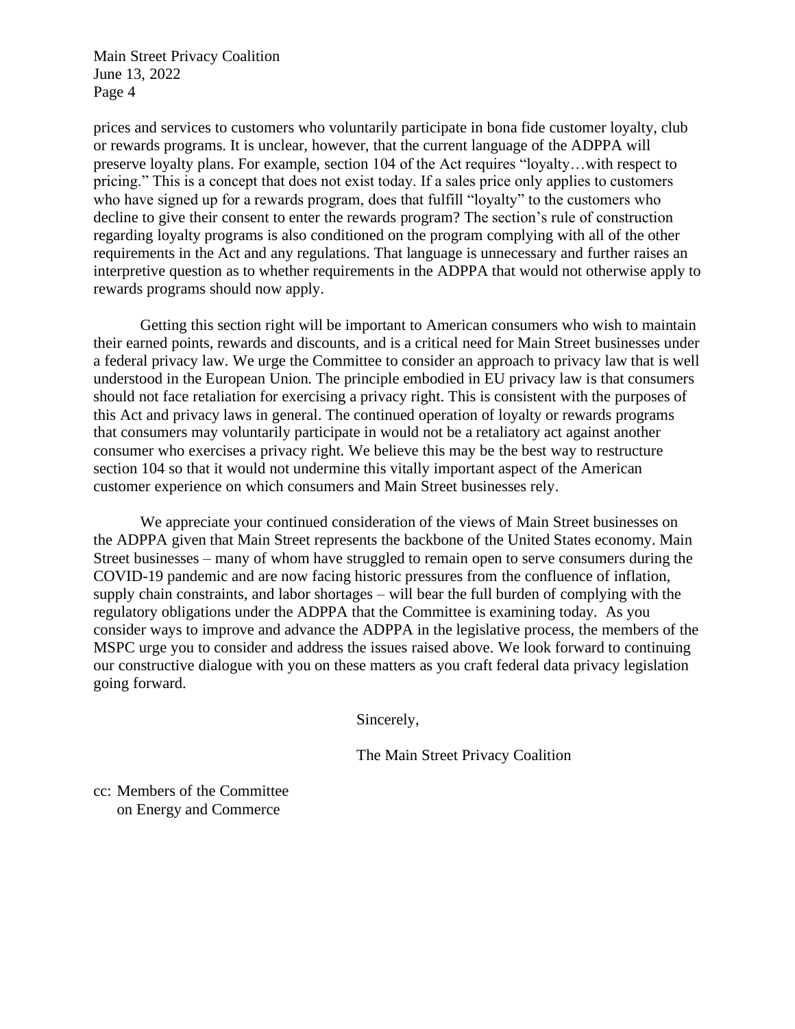prices and services to customers who voluntarily participate in bona fide customer loyalty, club or rewards programs. It is unclear, however, that the current language of the ADPPA will preserve loyalty plans. For example, section 104 of the Act requires "loyalty…with respect to pricing." This is a concept that does not exist today. If a sales price only applies to customers who have signed up for a rewards program, does that fulfill "loyalty" to the customers who decline to give their consent to enter the rewards program? The section's rule of construction regarding loyalty programs is also conditioned on the program complying with all of the other requirements in the Act and any regulations. That language is unnecessary and further raises an interpretive question as to whether requirements in the ADPPA that would not otherwise apply to rewards programs should now apply.

Getting this section right will be important to American consumers who wish to maintain their earned points, rewards and discounts, and is a critical need for Main Street businesses under a federal privacy law. We urge the Committee to consider an approach to privacy law that is well understood in the European Union. The principle embodied in EU privacy law is that consumers should not face retaliation for exercising a privacy right. This is consistent with the purposes of this Act and privacy laws in general. The continued operation of loyalty or rewards programs that consumers may voluntarily participate in would not be a retaliatory act against another consumer who exercises a privacy right. We believe this may be the best way to restructure section 104 so that it would not undermine this vitally important aspect of the American customer experience on which consumers and Main Street businesses rely.

We appreciate your continued consideration of the views of Main Street businesses on the ADPPA given that Main Street represents the backbone of the United States economy. Main Street businesses – many of whom have struggled to remain open to serve consumers during the COVID-19 pandemic and are now facing historic pressures from the confluence of inflation, supply chain constraints, and labor shortages – will bear the full burden of complying with the regulatory obligations under the ADPPA that the Committee is examining today. As you consider ways to improve and advance the ADPPA in the legislative process, the members of the MSPC urge you to consider and address the issues raised above. We look forward to continuing our constructive dialogue with you on these matters as you craft federal data privacy legislation going forward.

Sincerely,

The Main Street Privacy Coalition

cc: Members of the Committee
on Energy and Commerce